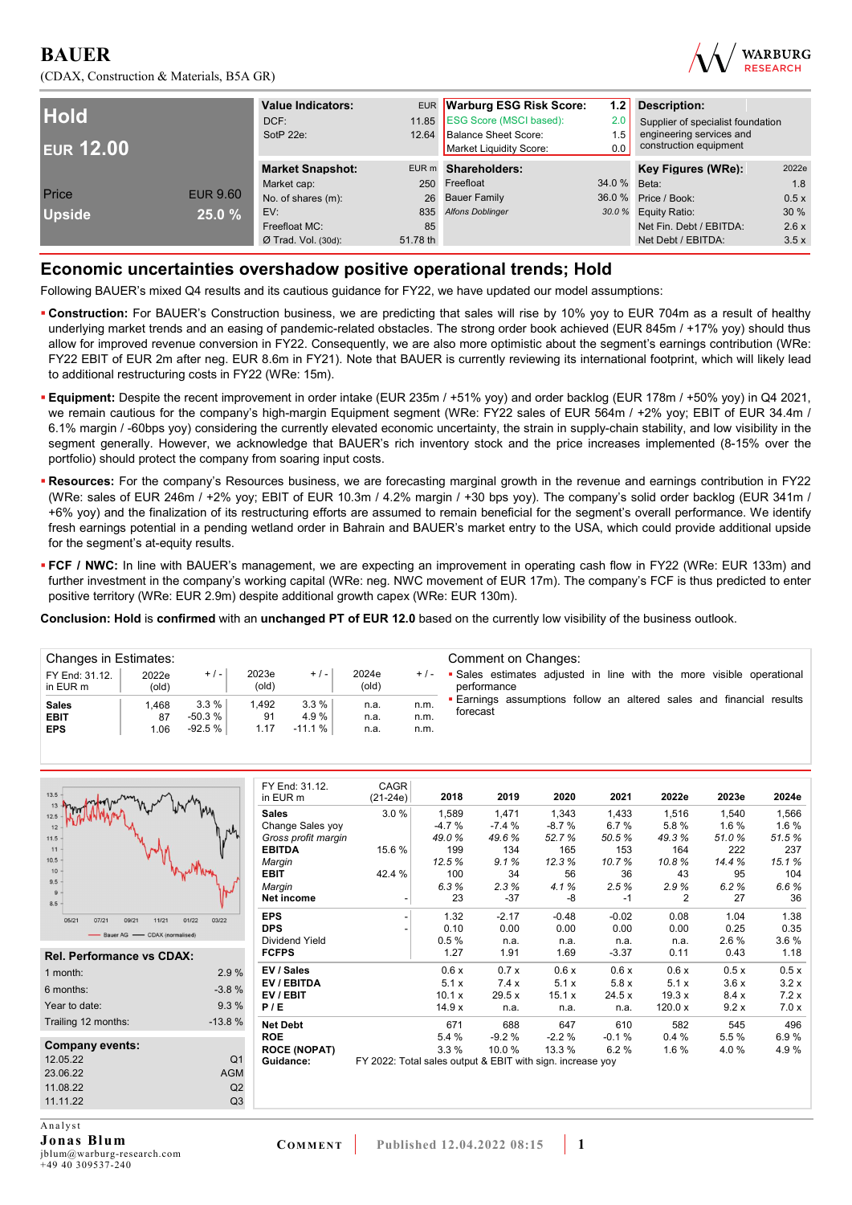# BAUER

(CDAX, Construction & Materials, B5A GR)

| Hold | |
|---|---|
| EUR 12.00 | |
| Price | EUR 9.60 |
| Upside | 25.0 % |

| Value Indicators: | EUR |
|---|---|
| DCF: | 11.85 |
| SotP 22e: | 12.64 |

| Warburg ESG Risk Score: | 1.2 |
|---|---|
| ESG Score (MSCI based): | 2.0 |
| Balance Sheet Score: | 1.5 |
| Market Liquidity Score: | 0.0 |

**Description:**
Supplier of specialist foundation engineering services and construction equipment

| Market Snapshot: | EUR m |
|---|---|
| Market cap: | 250 |
| No. of shares (m): | 26 |
| EV: | 835 |
| Freefloat MC: | 85 |
| Ø Trad. Vol. (30d): | 51.78 th |

| Shareholders: | |
|---|---|
| Freefloat | 34.0 % |
| Bauer Family | 36.0 % |
| *Alfons Doblinger* | *30.0 %* |

| Key Figures (WRe): | 2022e |
|---|---|
| Beta: | 1.8 |
| Price / Book: | 0.5 x |
| Equity Ratio: | 30 % |
| Net Fin. Debt / EBITDA: | 2.6 x |
| Net Debt / EBITDA: | 3.5 x |

## Economic uncertainties overshadow positive operational trends; Hold

Following BAUER's mixed Q4 results and its cautious guidance for FY22, we have updated our model assumptions:

- **Construction:** For BAUER's Construction business, we are predicting that sales will rise by 10% yoy to EUR 704m as a result of healthy underlying market trends and an easing of pandemic-related obstacles. The strong order book achieved (EUR 845m / +17% yoy) should thus allow for improved revenue conversion in FY22. Consequently, we are also more optimistic about the segment's earnings contribution (WRe: FY22 EBIT of EUR 2m after neg. EUR 8.6m in FY21). Note that BAUER is currently reviewing its international footprint, which will likely lead to additional restructuring costs in FY22 (WRe: 15m).
- **Equipment:** Despite the recent improvement in order intake (EUR 235m / +51% yoy) and order backlog (EUR 178m / +50% yoy) in Q4 2021, we remain cautious for the company's high-margin Equipment segment (WRe: FY22 sales of EUR 564m / +2% yoy; EBIT of EUR 34.4m / 6.1% margin / -60bps yoy) considering the currently elevated economic uncertainty, the strain in supply-chain stability, and low visibility in the segment generally. However, we acknowledge that BAUER's rich inventory stock and the price increases implemented (8-15% over the portfolio) should protect the company from soaring input costs.
- **Resources:** For the company's Resources business, we are forecasting marginal growth in the revenue and earnings contribution in FY22 (WRe: sales of EUR 246m / +2% yoy; EBIT of EUR 10.3m / 4.2% margin / +30 bps yoy). The company's solid order backlog (EUR 341m / +6% yoy) and the finalization of its restructuring efforts are assumed to remain beneficial for the segment's overall performance. We identify fresh earnings potential in a pending wetland order in Bahrain and BAUER's market entry to the USA, which could provide additional upside for the segment's at-equity results.
- **FCF / NWC:** In line with BAUER's management, we are expecting an improvement in operating cash flow in FY22 (WRe: EUR 133m) and further investment in the company's working capital (WRe: neg. NWC movement of EUR 17m). The company's FCF is thus predicted to enter positive territory (WRe: EUR 2.9m) despite additional growth capex (WRe: EUR 130m).

**Conclusion: Hold** is **confirmed** with an **unchanged PT of EUR 12.0** based on the currently low visibility of the business outlook.

**Changes in Estimates:**

| FY End: 31.12. in EUR m | 2022e (old) | + / - | 2023e (old) | + / - | 2024e (old) | + / - |
|---|---|---|---|---|---|---|
| **Sales** | 1,468 | 3.3 % | 1,492 | 3.3 % | n.a. | n.m. |
| **EBIT** | 87 | -50.3 % | 91 | 4.9 % | n.a. | n.m. |
| **EPS** | 1.06 | -92.5 % | 1.17 | -11.1 % | n.a. | n.m. |

**Comment on Changes:**

- Sales estimates adjusted in line with the more visible operational performance
- Earnings assumptions follow an altered sales and financial results forecast

| FY End: 31.12. in EUR m | CAGR (21-24e) | 2018 | 2019 | 2020 | 2021 | 2022e | 2023e | 2024e |
|---|---|---|---|---|---|---|---|---|
| **Sales** | 3.0 % | 1,589 | 1,471 | 1,343 | 1,433 | 1,516 | 1,540 | 1,566 |
| *Change Sales yoy* | | -4.7 % | -7.4 % | -8.7 % | 6.7 % | 5.8 % | 1.6 % | 1.6 % |
| *Gross profit margin* | | 49.0 % | 49.6 % | 52.7 % | 50.5 % | 49.3 % | 51.0 % | 51.5 % |
| **EBITDA** | 15.6 % | 199 | 134 | 165 | 153 | 164 | 222 | 237 |
| *Margin* | | 12.5 % | 9.1 % | 12.3 % | 10.7 % | 10.8 % | 14.4 % | 15.1 % |
| **EBIT** | 42.4 % | 100 | 34 | 56 | 36 | 43 | 95 | 104 |
| *Margin* | | 6.3 % | 2.3 % | 4.1 % | 2.5 % | 2.9 % | 6.2 % | 6.6 % |
| **Net income** | - | 23 | -37 | -8 | -1 | 2 | 27 | 36 |
| **EPS** | - | 1.32 | -2.17 | -0.48 | -0.02 | 0.08 | 1.04 | 1.38 |
| **DPS** | - | 0.10 | 0.00 | 0.00 | 0.00 | 0.00 | 0.25 | 0.35 |
| Dividend Yield | | 0.5 % | n.a. | n.a. | n.a. | n.a. | 2.6 % | 3.6 % |
| **FCFPS** | | 1.27 | 1.91 | 1.69 | -3.37 | 0.11 | 0.43 | 1.18 |
| **EV / Sales** | | 0.6 x | 0.7 x | 0.6 x | 0.6 x | 0.6 x | 0.5 x | 0.5 x |
| **EV / EBITDA** | | 5.1 x | 7.4 x | 5.1 x | 5.8 x | 5.1 x | 3.6 x | 3.2 x |
| **EV / EBIT** | | 10.1 x | 29.5 x | 15.1 x | 24.5 x | 19.3 x | 8.4 x | 7.2 x |
| **P / E** | | 14.9 x | n.a. | n.a. | n.a. | 120.0 x | 9.2 x | 7.0 x |
| **Net Debt** | | 671 | 688 | 647 | 610 | 582 | 545 | 496 |
| **ROE** | | 5.4 % | -9.2 % | -2.2 % | -0.1 % | 0.4 % | 5.5 % | 6.9 % |
| **ROCE (NOPAT)** | | 3.3 % | 10.0 % | 13.3 % | 6.2 % | 1.6 % | 4.0 % | 4.9 % |
| **Guidance:** | FY 2022: Total sales output & EBIT with sign. increase yoy | | | | | | | |

| Rel. Performance vs CDAX: | |
|---|---|
| 1 month: | 2.9 % |
| 6 months: | -3.8 % |
| Year to date: | 9.3 % |
| Trailing 12 months: | -13.8 % |

| Company events: | |
|---|---|
| 12.05.22 | Q1 |
| 23.06.22 | AGM |
| 11.08.22 | Q2 |
| 11.11.22 | Q3 |

Analyst
**Jonas Blum**
jblum@warburg-research.com
+49 40 309537-240

COMMENT | Published 12.04.2022 08:15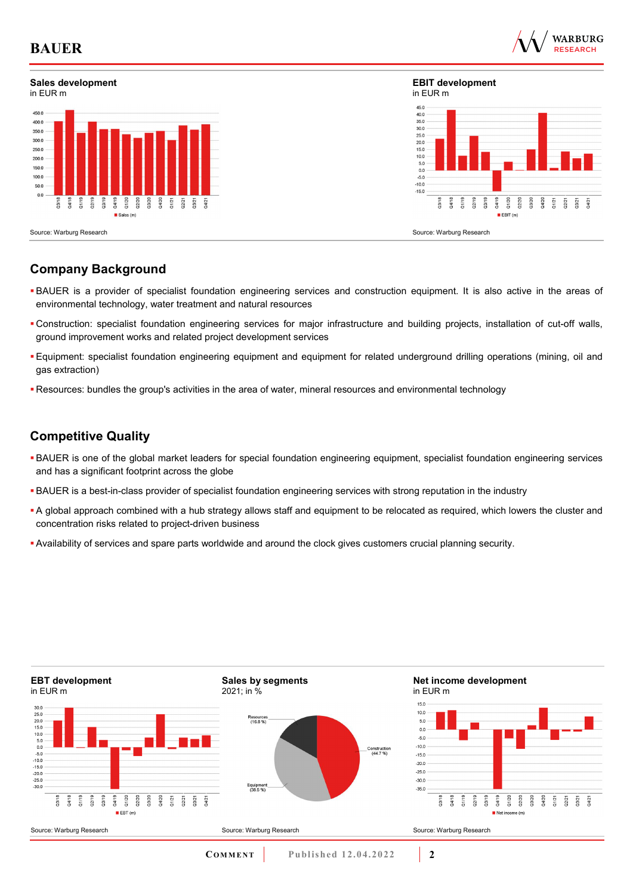**Sales development**
in EUR m

Source: Warburg Research

**EBIT development**
in EUR m

Source: Warburg Research

## Company Background

- BAUER is a provider of specialist foundation engineering services and construction equipment. It is also active in the areas of environmental technology, water treatment and natural resources
- Construction: specialist foundation engineering services for major infrastructure and building projects, installation of cut-off walls, ground improvement works and related project development services
- Equipment: specialist foundation engineering equipment and equipment for related underground drilling operations (mining, oil and gas extraction)
- Resources: bundles the group's activities in the area of water, mineral resources and environmental technology

## Competitive Quality

- BAUER is one of the global market leaders for special foundation engineering equipment, specialist foundation engineering services and has a significant footprint across the globe
- BAUER is a best-in-class provider of specialist foundation engineering services with strong reputation in the industry
- A global approach combined with a hub strategy allows staff and equipment to be relocated as required, which lowers the cluster and concentration risks related to project-driven business
- Availability of services and spare parts worldwide and around the clock gives customers crucial planning security.

**EBT development**
in EUR m

Source: Warburg Research

**Sales by segments**
2021; in %

Source: Warburg Research

**Net income development**
in EUR m

Source: Warburg Research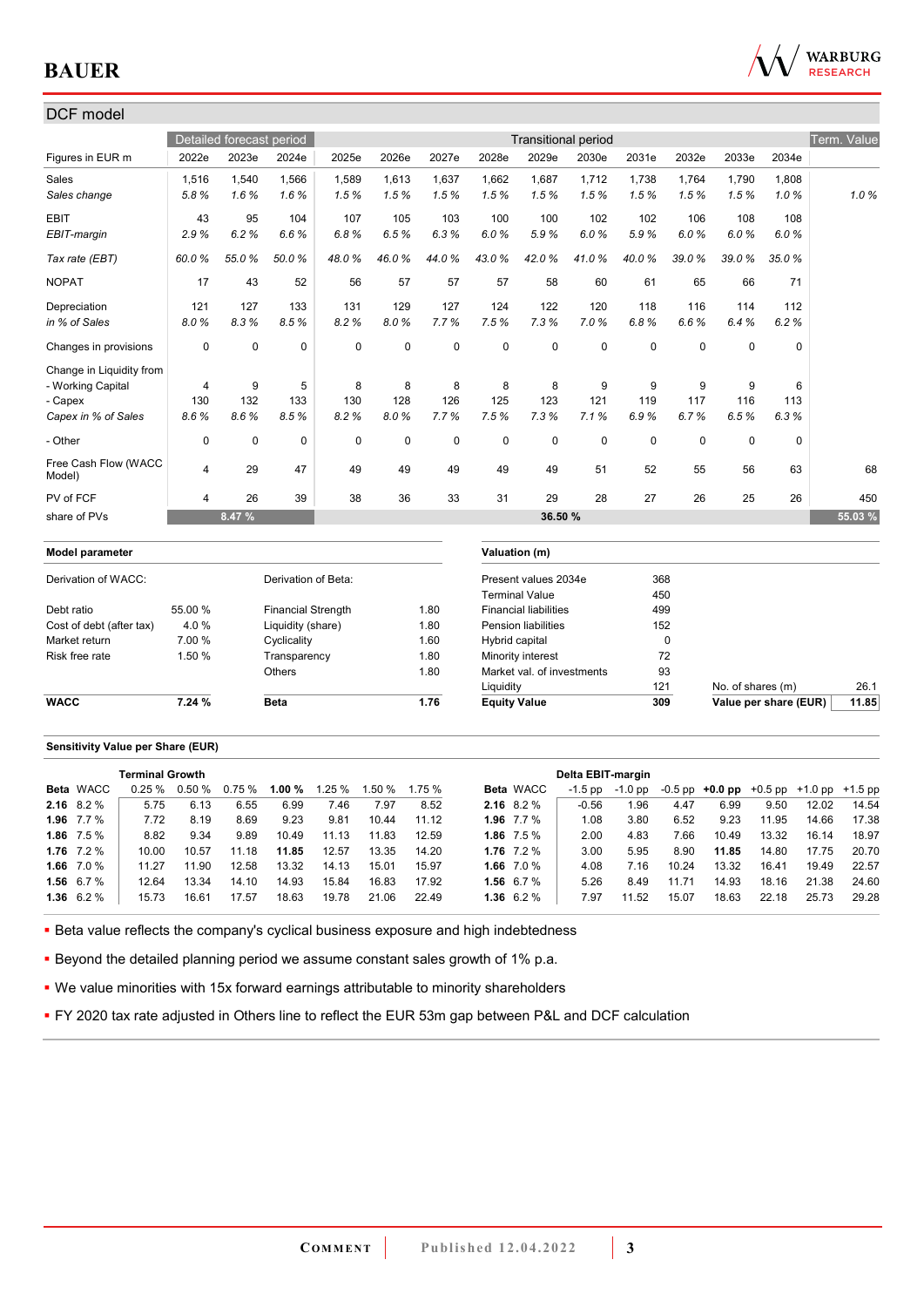## DCF model

| Figures in EUR m | Detailed forecast period | | | Transitional period | | | | | | | | | | Term. Value |
|---|---|---|---|---|---|---|---|---|---|---|---|---|---|---|
| | 2022e | 2023e | 2024e | 2025e | 2026e | 2027e | 2028e | 2029e | 2030e | 2031e | 2032e | 2033e | 2034e | |
| Sales | 1,516 | 1,540 | 1,566 | 1,589 | 1,613 | 1,637 | 1,662 | 1,687 | 1,712 | 1,738 | 1,764 | 1,790 | 1,808 | |
| *Sales change* | *5.8 %* | *1.6 %* | *1.6 %* | *1.5 %* | *1.5 %* | *1.5 %* | *1.5 %* | *1.5 %* | *1.5 %* | *1.5 %* | *1.5 %* | *1.5 %* | *1.0 %* | *1.0 %* |
| EBIT | 43 | 95 | 104 | 107 | 105 | 103 | 100 | 100 | 102 | 102 | 106 | 108 | 108 | |
| *EBIT-margin* | *2.9 %* | *6.2 %* | *6.6 %* | *6.8 %* | *6.5 %* | *6.3 %* | *6.0 %* | *5.9 %* | *6.0 %* | *5.9 %* | *6.0 %* | *6.0 %* | *6.0 %* | |
| *Tax rate (EBT)* | *60.0 %* | *55.0 %* | *50.0 %* | *48.0 %* | *46.0 %* | *44.0 %* | *43.0 %* | *42.0 %* | *41.0 %* | *40.0 %* | *39.0 %* | *39.0 %* | *35.0 %* | |
| NOPAT | 17 | 43 | 52 | 56 | 57 | 57 | 57 | 58 | 60 | 61 | 65 | 66 | 71 | |
| Depreciation | 121 | 127 | 133 | 131 | 129 | 127 | 124 | 122 | 120 | 118 | 116 | 114 | 112 | |
| *in % of Sales* | *8.0 %* | *8.3 %* | *8.5 %* | *8.2 %* | *8.0 %* | *7.7 %* | *7.5 %* | *7.3 %* | *7.0 %* | *6.8 %* | *6.6 %* | *6.4 %* | *6.2 %* | |
| Changes in provisions | 0 | 0 | 0 | 0 | 0 | 0 | 0 | 0 | 0 | 0 | 0 | 0 | 0 | |
| Change in Liquidity from | | | | | | | | | | | | | | |
| - Working Capital | 4 | 9 | 5 | 8 | 8 | 8 | 8 | 8 | 9 | 9 | 9 | 9 | 6 | |
| - Capex | 130 | 132 | 133 | 130 | 128 | 126 | 125 | 123 | 121 | 119 | 117 | 116 | 113 | |
| *Capex in % of Sales* | *8.6 %* | *8.6 %* | *8.5 %* | *8.2 %* | *8.0 %* | *7.7 %* | *7.5 %* | *7.3 %* | *7.1 %* | *6.9 %* | *6.7 %* | *6.5 %* | *6.3 %* | |
| - Other | 0 | 0 | 0 | 0 | 0 | 0 | 0 | 0 | 0 | 0 | 0 | 0 | 0 | |
| Free Cash Flow (WACC Model) | 4 | 29 | 47 | 49 | 49 | 49 | 49 | 49 | 51 | 52 | 55 | 56 | 63 | 68 |
| PV of FCF | 4 | 26 | 39 | 38 | 36 | 33 | 31 | 29 | 28 | 27 | 26 | 25 | 26 | 450 |
| share of PVs | | 8.47 % | | | | | | 36.50 % | | | | | | 55.03 % |

| Model parameter | | | |
|---|---|---|---|
| Derivation of WACC: | | Derivation of Beta: | |
| Debt ratio | 55.00 % | Financial Strength | 1.80 |
| Cost of debt (after tax) | 4.0 % | Liquidity (share) | 1.80 |
| Market return | 7.00 % | Cyclicality | 1.60 |
| Risk free rate | 1.50 % | Transparency | 1.80 |
| | | Others | 1.80 |
| **WACC** | **7.24 %** | **Beta** | **1.76** |

| Valuation (m) | | | |
|---|---|---|---|
| Present values 2034e | 368 | | |
| Terminal Value | 450 | | |
| Financial liabilities | 499 | | |
| Pension liabilities | 152 | | |
| Hybrid capital | 0 | | |
| Minority interest | 72 | | |
| Market val. of investments | 93 | | |
| Liquidity | 121 | No. of shares (m) | 26.1 |
| **Equity Value** | **309** | **Value per share (EUR)** | **11.85** |

### Sensitivity Value per Share (EUR)

| Beta | WACC | Terminal Growth 0.25 % | 0.50 % | 0.75 % | **1.00 %** | 1.25 % | 1.50 % | 1.75 % |
|---|---|---|---|---|---|---|---|---|
| **2.16** | 8.2 % | 5.75 | 6.13 | 6.55 | 6.99 | 7.46 | 7.97 | 8.52 |
| **1.96** | 7.7 % | 7.72 | 8.19 | 8.69 | 9.23 | 9.81 | 10.44 | 11.12 |
| **1.86** | 7.5 % | 8.82 | 9.34 | 9.89 | 10.49 | 11.13 | 11.83 | 12.59 |
| **1.76** | 7.2 % | 10.00 | 10.57 | 11.18 | **11.85** | 12.57 | 13.35 | 14.20 |
| **1.66** | 7.0 % | 11.27 | 11.90 | 12.58 | 13.32 | 14.13 | 15.01 | 15.97 |
| **1.56** | 6.7 % | 12.64 | 13.34 | 14.10 | 14.93 | 15.84 | 16.83 | 17.92 |
| **1.36** | 6.2 % | 15.73 | 16.61 | 17.57 | 18.63 | 19.78 | 21.06 | 22.49 |

| Beta | WACC | Delta EBIT-margin -1.5 pp | -1.0 pp | -0.5 pp | **+0.0 pp** | +0.5 pp | +1.0 pp | +1.5 pp |
|---|---|---|---|---|---|---|---|---|
| **2.16** | 8.2 % | -0.56 | 1.96 | 4.47 | 6.99 | 9.50 | 12.02 | 14.54 |
| **1.96** | 7.7 % | 1.08 | 3.80 | 6.52 | 9.23 | 11.95 | 14.66 | 17.38 |
| **1.86** | 7.5 % | 2.00 | 4.83 | 7.66 | 10.49 | 13.32 | 16.14 | 18.97 |
| **1.76** | 7.2 % | 3.00 | 5.95 | 8.90 | **11.85** | 14.80 | 17.75 | 20.70 |
| **1.66** | 7.0 % | 4.08 | 7.16 | 10.24 | 13.32 | 16.41 | 19.49 | 22.57 |
| **1.56** | 6.7 % | 5.26 | 8.49 | 11.71 | 14.93 | 18.16 | 21.38 | 24.60 |
| **1.36** | 6.2 % | 7.97 | 11.52 | 15.07 | 18.63 | 22.18 | 25.73 | 29.28 |

- Beta value reflects the company's cyclical business exposure and high indebtedness
- Beyond the detailed planning period we assume constant sales growth of 1% p.a.
- We value minorities with 15x forward earnings attributable to minority shareholders
- FY 2020 tax rate adjusted in Others line to reflect the EUR 53m gap between P&L and DCF calculation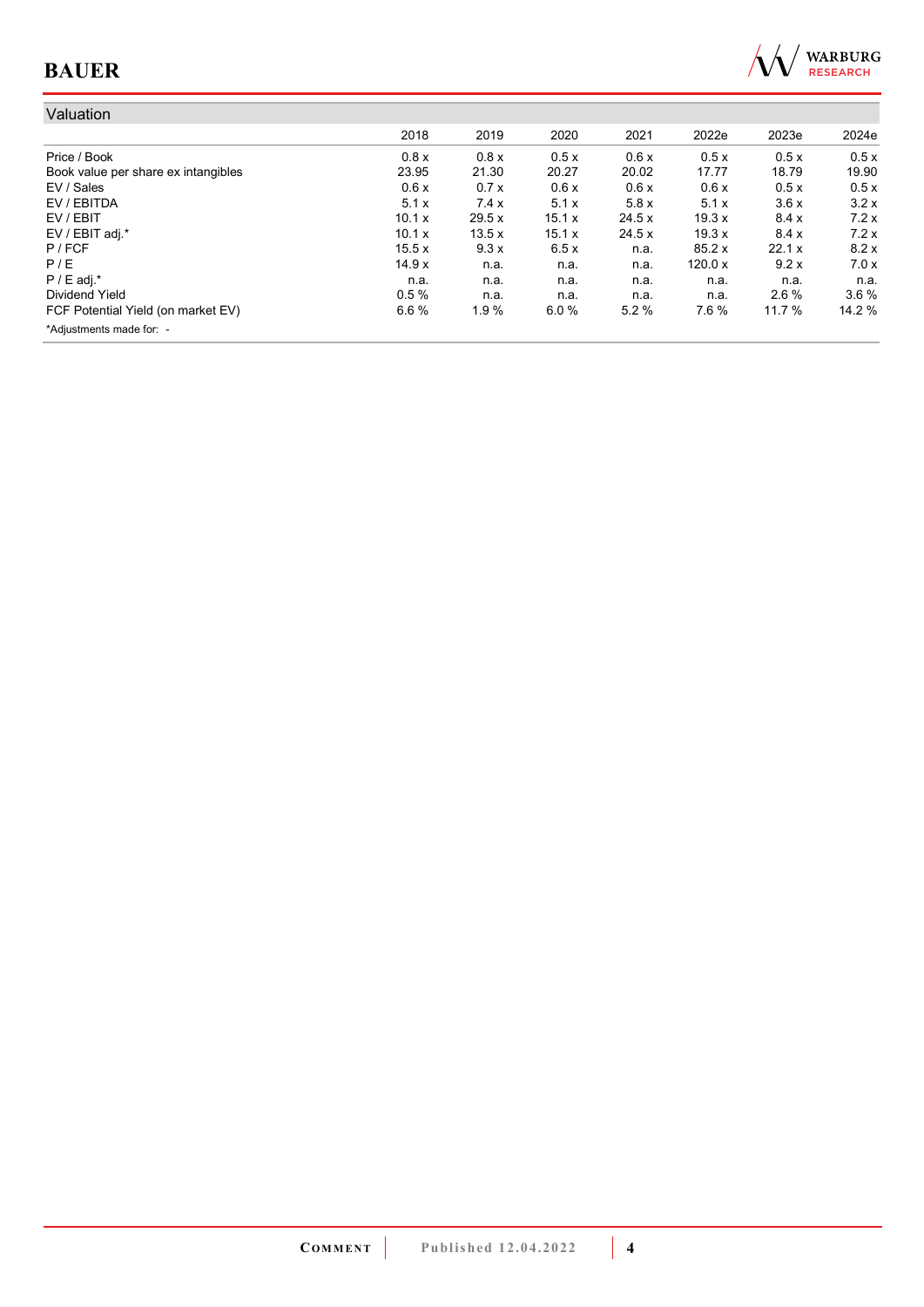## Valuation

| | 2018 | 2019 | 2020 | 2021 | 2022e | 2023e | 2024e |
|---|---|---|---|---|---|---|---|
| Price / Book | 0.8 x | 0.8 x | 0.5 x | 0.6 x | 0.5 x | 0.5 x | 0.5 x |
| Book value per share ex intangibles | 23.95 | 21.30 | 20.27 | 20.02 | 17.77 | 18.79 | 19.90 |
| EV / Sales | 0.6 x | 0.7 x | 0.6 x | 0.6 x | 0.6 x | 0.5 x | 0.5 x |
| EV / EBITDA | 5.1 x | 7.4 x | 5.1 x | 5.8 x | 5.1 x | 3.6 x | 3.2 x |
| EV / EBIT | 10.1 x | 29.5 x | 15.1 x | 24.5 x | 19.3 x | 8.4 x | 7.2 x |
| EV / EBIT adj.* | 10.1 x | 13.5 x | 15.1 x | 24.5 x | 19.3 x | 8.4 x | 7.2 x |
| P / FCF | 15.5 x | 9.3 x | 6.5 x | n.a. | 85.2 x | 22.1 x | 8.2 x |
| P / E | 14.9 x | n.a. | n.a. | n.a. | 120.0 x | 9.2 x | 7.0 x |
| P / E adj.* | n.a. | n.a. | n.a. | n.a. | n.a. | n.a. | n.a. |
| Dividend Yield | 0.5 % | n.a. | n.a. | n.a. | n.a. | 2.6 % | 3.6 % |
| FCF Potential Yield (on market EV) | 6.6 % | 1.9 % | 6.0 % | 5.2 % | 7.6 % | 11.7 % | 14.2 % |

*Adjustments made for: -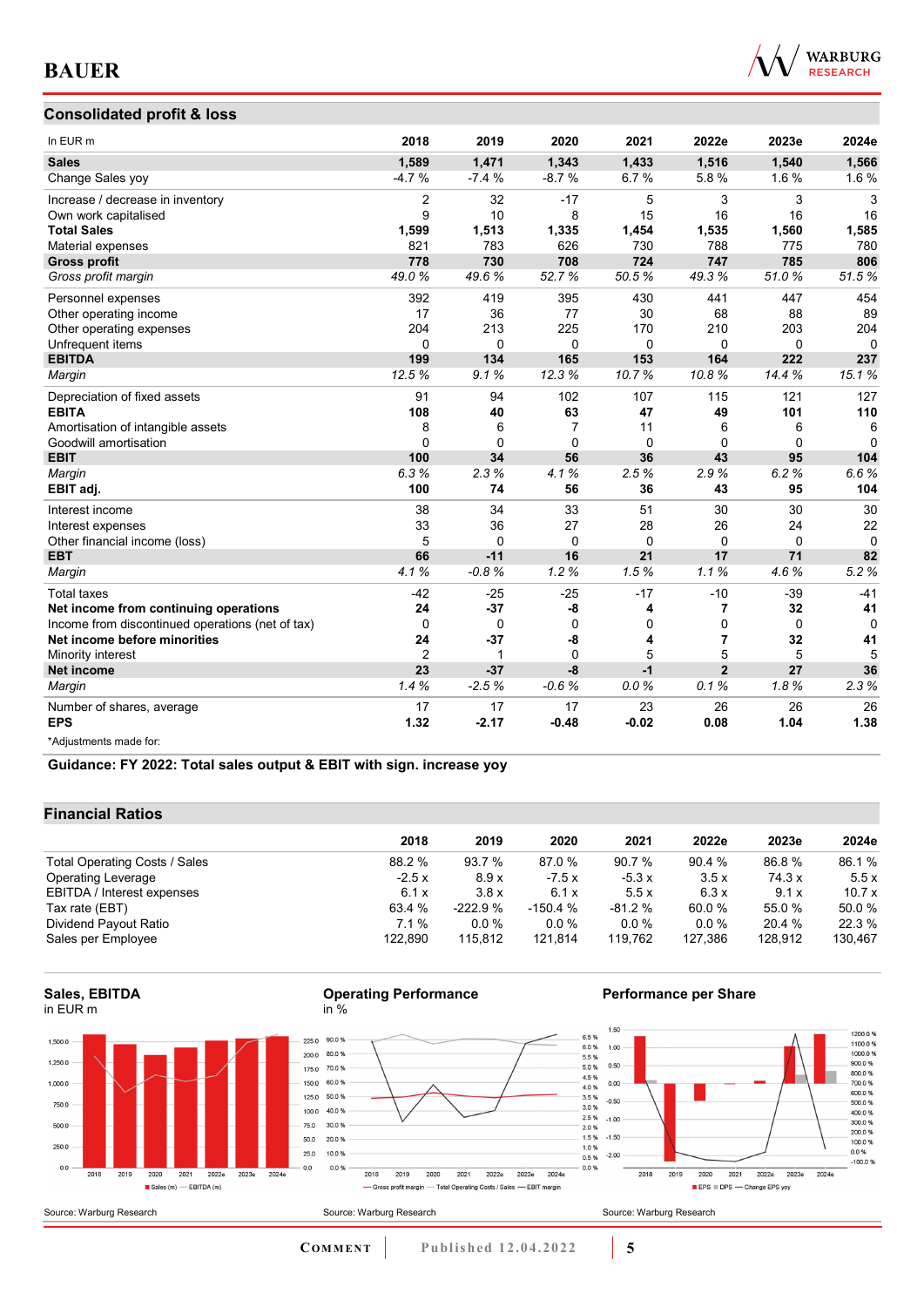## Consolidated profit & loss

| In EUR m | 2018 | 2019 | 2020 | 2021 | 2022e | 2023e | 2024e |
|---|---|---|---|---|---|---|---|
| **Sales** | **1,589** | **1,471** | **1,343** | **1,433** | **1,516** | **1,540** | **1,566** |
| Change Sales yoy | -4.7 % | -7.4 % | -8.7 % | 6.7 % | 5.8 % | 1.6 % | 1.6 % |
| Increase / decrease in inventory | 2 | 32 | -17 | 5 | 3 | 3 | 3 |
| Own work capitalised | 9 | 10 | 8 | 15 | 16 | 16 | 16 |
| **Total Sales** | **1,599** | **1,513** | **1,335** | **1,454** | **1,535** | **1,560** | **1,585** |
| Material expenses | 821 | 783 | 626 | 730 | 788 | 775 | 780 |
| **Gross profit** | **778** | **730** | **708** | **724** | **747** | **785** | **806** |
| *Gross profit margin* | *49.0 %* | *49.6 %* | *52.7 %* | *50.5 %* | *49.3 %* | *51.0 %* | *51.5 %* |
| Personnel expenses | 392 | 419 | 395 | 430 | 441 | 447 | 454 |
| Other operating income | 17 | 36 | 77 | 30 | 68 | 88 | 89 |
| Other operating expenses | 204 | 213 | 225 | 170 | 210 | 203 | 204 |
| Unfrequent items | 0 | 0 | 0 | 0 | 0 | 0 | 0 |
| **EBITDA** | **199** | **134** | **165** | **153** | **164** | **222** | **237** |
| *Margin* | *12.5 %* | *9.1 %* | *12.3 %* | *10.7 %* | *10.8 %* | *14.4 %* | *15.1 %* |
| Depreciation of fixed assets | 91 | 94 | 102 | 107 | 115 | 121 | 127 |
| **EBITA** | **108** | **40** | **63** | **47** | **49** | **101** | **110** |
| Amortisation of intangible assets | 8 | 6 | 7 | 11 | 6 | 6 | 6 |
| Goodwill amortisation | 0 | 0 | 0 | 0 | 0 | 0 | 0 |
| **EBIT** | **100** | **34** | **56** | **36** | **43** | **95** | **104** |
| *Margin* | *6.3 %* | *2.3 %* | *4.1 %* | *2.5 %* | *2.9 %* | *6.2 %* | *6.6 %* |
| **EBIT adj.** | **100** | **74** | **56** | **36** | **43** | **95** | **104** |
| Interest income | 38 | 34 | 33 | 51 | 30 | 30 | 30 |
| Interest expenses | 33 | 36 | 27 | 28 | 26 | 24 | 22 |
| Other financial income (loss) | 5 | 0 | 0 | 0 | 0 | 0 | 0 |
| **EBT** | **66** | **-11** | **16** | **21** | **17** | **71** | **82** |
| *Margin* | *4.1 %* | *-0.8 %* | *1.2 %* | *1.5 %* | *1.1 %* | *4.6 %* | *5.2 %* |
| Total taxes | -42 | -25 | -25 | -17 | -10 | -39 | -41 |
| **Net income from continuing operations** | **24** | **-37** | **-8** | **4** | **7** | **32** | **41** |
| Income from discontinued operations (net of tax) | 0 | 0 | 0 | 0 | 0 | 0 | 0 |
| **Net income before minorities** | **24** | **-37** | **-8** | **4** | **7** | **32** | **41** |
| Minority interest | 2 | 1 | 0 | 5 | 5 | 5 | 5 |
| **Net Income** | **23** | **-37** | **-8** | **-1** | **2** | **27** | **36** |
| *Margin* | *1.4 %* | *-2.5 %* | *-0.6 %* | *0.0 %* | *0.1 %* | *1.8 %* | *2.3 %* |
| Number of shares, average | 17 | 17 | 17 | 23 | 26 | 26 | 26 |
| **EPS** | **1.32** | **-2.17** | **-0.48** | **-0.02** | **0.08** | **1.04** | **1.38** |

*Adjustments made for:

**Guidance: FY 2022: Total sales output & EBIT with sign. increase yoy**

## Financial Ratios

| | 2018 | 2019 | 2020 | 2021 | 2022e | 2023e | 2024e |
|---|---|---|---|---|---|---|---|
| Total Operating Costs / Sales | 88.2 % | 93.7 % | 87.0 % | 90.7 % | 90.4 % | 86.8 % | 86.1 % |
| Operating Leverage | -2.5 x | 8.9 x | -7.5 x | -5.3 x | 3.5 x | 74.3 x | 5.5 x |
| EBITDA / Interest expenses | 6.1 x | 3.8 x | 6.1 x | 5.5 x | 6.3 x | 9.1 x | 10.7 x |
| Tax rate (EBT) | 63.4 % | -222.9 % | -150.4 % | -81.2 % | 60.0 % | 55.0 % | 50.0 % |
| Dividend Payout Ratio | 7.1 % | 0.0 % | 0.0 % | 0.0 % | 0.0 % | 20.4 % | 22.3 % |
| Sales per Employee | 122,890 | 115,812 | 121,814 | 119,762 | 127,386 | 128,912 | 130,467 |

**Sales, EBITDA**
in EUR m

Source: Warburg Research

**Operating Performance**
in %

Source: Warburg Research

**Performance per Share**

Source: Warburg Research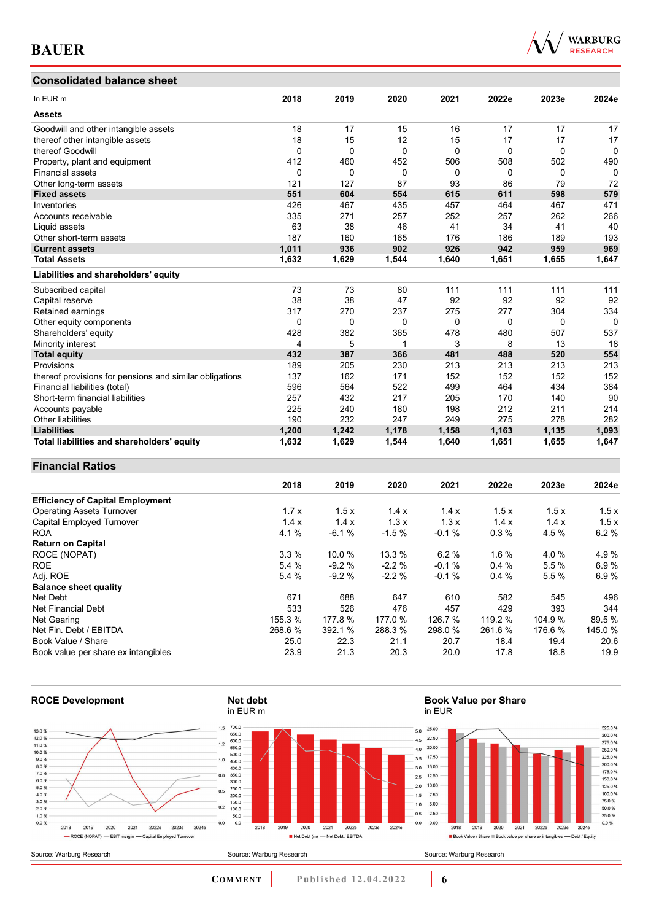## Consolidated balance sheet

| In EUR m | 2018 | 2019 | 2020 | 2021 | 2022e | 2023e | 2024e |
|---|---|---|---|---|---|---|---|
| **Assets** | | | | | | | |
| Goodwill and other intangible assets | 18 | 17 | 15 | 16 | 17 | 17 | 17 |
| thereof other intangible assets | 18 | 15 | 12 | 15 | 17 | 17 | 17 |
| thereof Goodwill | 0 | 0 | 0 | 0 | 0 | 0 | 0 |
| Property, plant and equipment | 412 | 460 | 452 | 506 | 508 | 502 | 490 |
| Financial assets | 0 | 0 | 0 | 0 | 0 | 0 | 0 |
| Other long-term assets | 121 | 127 | 87 | 93 | 86 | 79 | 72 |
| **Fixed assets** | **551** | **604** | **554** | **615** | **611** | **598** | **579** |
| Inventories | 426 | 467 | 435 | 457 | 464 | 467 | 471 |
| Accounts receivable | 335 | 271 | 257 | 252 | 257 | 262 | 266 |
| Liquid assets | 63 | 38 | 46 | 41 | 34 | 41 | 40 |
| Other short-term assets | 187 | 160 | 165 | 176 | 186 | 189 | 193 |
| **Current assets** | **1,011** | **936** | **902** | **926** | **942** | **959** | **969** |
| **Total Assets** | **1,632** | **1,629** | **1,544** | **1,640** | **1,651** | **1,655** | **1,647** |
| **Liabilities and shareholders' equity** | | | | | | | |
| Subscribed capital | 73 | 73 | 80 | 111 | 111 | 111 | 111 |
| Capital reserve | 38 | 38 | 47 | 92 | 92 | 92 | 92 |
| Retained earnings | 317 | 270 | 237 | 275 | 277 | 304 | 334 |
| Other equity components | 0 | 0 | 0 | 0 | 0 | 0 | 0 |
| Shareholders' equity | 428 | 382 | 365 | 478 | 480 | 507 | 537 |
| Minority interest | 4 | 5 | 1 | 3 | 8 | 13 | 18 |
| **Total equity** | **432** | **387** | **366** | **481** | **488** | **520** | **554** |
| Provisions | 189 | 205 | 230 | 213 | 213 | 213 | 213 |
| thereof provisions for pensions and similar obligations | 137 | 162 | 171 | 152 | 152 | 152 | 152 |
| Financial liabilities (total) | 596 | 564 | 522 | 499 | 464 | 434 | 384 |
| Short-term financial liabilities | 257 | 432 | 217 | 205 | 170 | 140 | 90 |
| Accounts payable | 225 | 240 | 180 | 198 | 212 | 211 | 214 |
| Other liabilities | 190 | 232 | 247 | 249 | 275 | 278 | 282 |
| **Liabilities** | **1,200** | **1,242** | **1,178** | **1,158** | **1,163** | **1,135** | **1,093** |
| **Total liabilities and shareholders' equity** | **1,632** | **1,629** | **1,544** | **1,640** | **1,651** | **1,655** | **1,647** |

## Financial Ratios

| | 2018 | 2019 | 2020 | 2021 | 2022e | 2023e | 2024e |
|---|---|---|---|---|---|---|---|
| **Efficiency of Capital Employment** | | | | | | | |
| Operating Assets Turnover | 1.7 x | 1.5 x | 1.4 x | 1.4 x | 1.5 x | 1.5 x | 1.5 x |
| Capital Employed Turnover | 1.4 x | 1.4 x | 1.3 x | 1.3 x | 1.4 x | 1.4 x | 1.5 x |
| ROA | 4.1 % | -6.1 % | -1.5 % | -0.1 % | 0.3 % | 4.5 % | 6.2 % |
| **Return on Capital** | | | | | | | |
| ROCE (NOPAT) | 3.3 % | 10.0 % | 13.3 % | 6.2 % | 1.6 % | 4.0 % | 4.9 % |
| ROE | 5.4 % | -9.2 % | -2.2 % | -0.1 % | 0.4 % | 5.5 % | 6.9 % |
| Adj. ROE | 5.4 % | -9.2 % | -2.2 % | -0.1 % | 0.4 % | 5.5 % | 6.9 % |
| **Balance sheet quality** | | | | | | | |
| Net Debt | 671 | 688 | 647 | 610 | 582 | 545 | 496 |
| Net Financial Debt | 533 | 526 | 476 | 457 | 429 | 393 | 344 |
| Net Gearing | 155.3 % | 177.8 % | 177.0 % | 126.7 % | 119.2 % | 104.9 % | 89.5 % |
| Net Fin. Debt / EBITDA | 268.6 % | 392.1 % | 288.3 % | 298.0 % | 261.6 % | 176.6 % | 145.0 % |
| Book Value / Share | 25.0 | 22.3 | 21.1 | 20.7 | 18.4 | 19.4 | 20.6 |
| Book value per share ex intangibles | 23.9 | 21.3 | 20.3 | 20.0 | 17.8 | 18.8 | 19.9 |

**ROCE Development**

Source: Warburg Research

**Net debt**
in EUR m

Source: Warburg Research

**Book Value per Share**
in EUR

Source: Warburg Research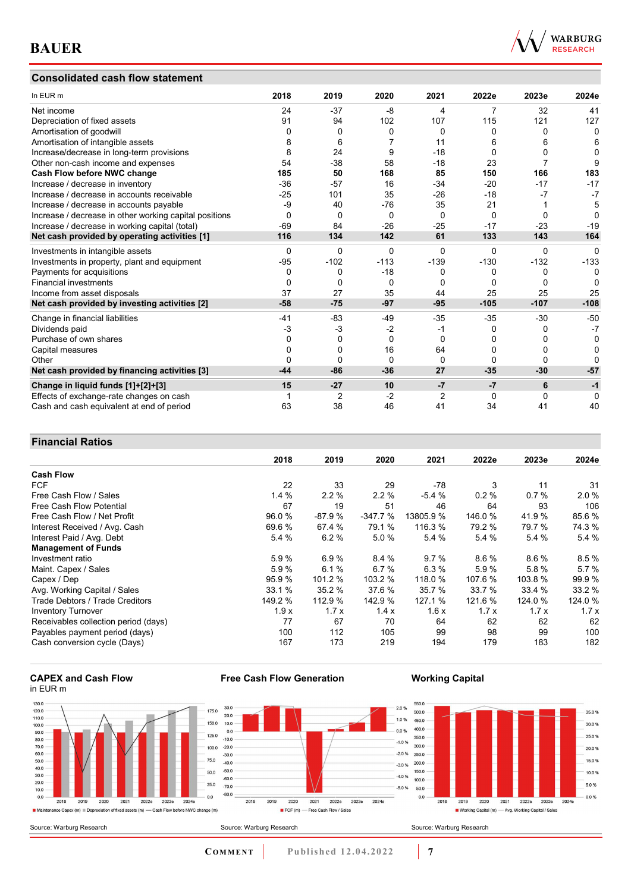## Consolidated cash flow statement

| In EUR m | 2018 | 2019 | 2020 | 2021 | 2022e | 2023e | 2024e |
|---|---|---|---|---|---|---|---|
| Net income | 24 | -37 | -8 | 4 | 7 | 32 | 41 |
| Depreciation of fixed assets | 91 | 94 | 102 | 107 | 115 | 121 | 127 |
| Amortisation of goodwill | 0 | 0 | 0 | 0 | 0 | 0 | 0 |
| Amortisation of intangible assets | 8 | 6 | 7 | 11 | 6 | 6 | 6 |
| Increase/decrease in long-term provisions | 8 | 24 | 9 | -18 | 0 | 0 | 0 |
| Other non-cash income and expenses | 54 | -38 | 58 | -18 | 23 | 7 | 9 |
| **Cash Flow before NWC change** | **185** | **50** | **168** | **85** | **150** | **166** | **183** |
| Increase / decrease in inventory | -36 | -57 | 16 | -34 | -20 | -17 | -17 |
| Increase / decrease in accounts receivable | -25 | 101 | 35 | -26 | -18 | -7 | -7 |
| Increase / decrease in accounts payable | -9 | 40 | -76 | 35 | 21 | 1 | 5 |
| Increase / decrease in other working capital positions | 0 | 0 | 0 | 0 | 0 | 0 | 0 |
| Increase / decrease in working capital (total) | -69 | 84 | -26 | -25 | -17 | -23 | -19 |
| **Net cash provided by operating activities [1]** | **116** | **134** | **142** | **61** | **133** | **143** | **164** |
| Investments in intangible assets | 0 | 0 | 0 | 0 | 0 | 0 | 0 |
| Investments in property, plant and equipment | -95 | -102 | -113 | -139 | -130 | -132 | -133 |
| Payments for acquisitions | 0 | 0 | -18 | 0 | 0 | 0 | 0 |
| Financial investments | 0 | 0 | 0 | 0 | 0 | 0 | 0 |
| Income from asset disposals | 37 | 27 | 35 | 44 | 25 | 25 | 25 |
| **Net cash provided by investing activities [2]** | **-58** | **-75** | **-97** | **-95** | **-105** | **-107** | **-108** |
| Change in financial liabilities | -41 | -83 | -49 | -35 | -35 | -30 | -50 |
| Dividends paid | -3 | -3 | -2 | -1 | 0 | 0 | -7 |
| Purchase of own shares | 0 | 0 | 0 | 0 | 0 | 0 | 0 |
| Capital measures | 0 | 0 | 16 | 64 | 0 | 0 | 0 |
| Other | 0 | 0 | 0 | 0 | 0 | 0 | 0 |
| **Net cash provided by financing activities [3]** | **-44** | **-86** | **-36** | **27** | **-35** | **-30** | **-57** |
| **Change in liquid funds [1]+[2]+[3]** | **15** | **-27** | **10** | **-7** | **-7** | **6** | **-1** |
| Effects of exchange-rate changes on cash | 1 | 2 | -2 | 2 | 0 | 0 | 0 |
| Cash and cash equivalent at end of period | 63 | 38 | 46 | 41 | 34 | 41 | 40 |

## Financial Ratios

| | 2018 | 2019 | 2020 | 2021 | 2022e | 2023e | 2024e |
|---|---|---|---|---|---|---|---|
| **Cash Flow** | | | | | | | |
| FCF | 22 | 33 | 29 | -78 | 3 | 11 | 31 |
| Free Cash Flow / Sales | 1.4 % | 2.2 % | 2.2 % | -5.4 % | 0.2 % | 0.7 % | 2.0 % |
| Free Cash Flow Potential | 67 | 19 | 51 | 46 | 64 | 93 | 106 |
| Free Cash Flow / Net Profit | 96.0 % | -87.9 % | -347.7 % | 13805.9 % | 146.0 % | 41.9 % | 85.6 % |
| Interest Received / Avg. Cash | 69.6 % | 67.4 % | 79.1 % | 116.3 % | 79.2 % | 79.7 % | 74.3 % |
| Interest Paid / Avg. Debt | 5.4 % | 6.2 % | 5.0 % | 5.4 % | 5.4 % | 5.4 % | 5.4 % |
| **Management of Funds** | | | | | | | |
| Investment ratio | 5.9 % | 6.9 % | 8.4 % | 9.7 % | 8.6 % | 8.6 % | 8.5 % |
| Maint. Capex / Sales | 5.9 % | 6.1 % | 6.7 % | 6.3 % | 5.9 % | 5.8 % | 5.7 % |
| Capex / Dep | 95.9 % | 101.2 % | 103.2 % | 118.0 % | 107.6 % | 103.8 % | 99.9 % |
| Avg. Working Capital / Sales | 33.1 % | 35.2 % | 37.6 % | 35.7 % | 33.7 % | 33.4 % | 33.2 % |
| Trade Debtors / Trade Creditors | 149.2 % | 112.9 % | 142.9 % | 127.1 % | 121.6 % | 124.0 % | 124.0 % |
| Inventory Turnover | 1.9 x | 1.7 x | 1.4 x | 1.6 x | 1.7 x | 1.7 x | 1.7 x |
| Receivables collection period (days) | 77 | 67 | 70 | 64 | 62 | 62 | 62 |
| Payables payment period (days) | 100 | 112 | 105 | 99 | 98 | 99 | 100 |
| Cash conversion cycle (Days) | 167 | 173 | 219 | 194 | 179 | 183 | 182 |

**CAPEX and Cash Flow**
in EUR m

Maintenance Capex (m) | Depreciation of fixed assets (m) | Cash Flow before NWC change (m)

Source: Warburg Research

**Free Cash Flow Generation**

FCF (m) | Free Cash Flow / Sales

Source: Warburg Research

**Working Capital**

Working Capital (m) | Avg. Working Capital / Sales

Source: Warburg Research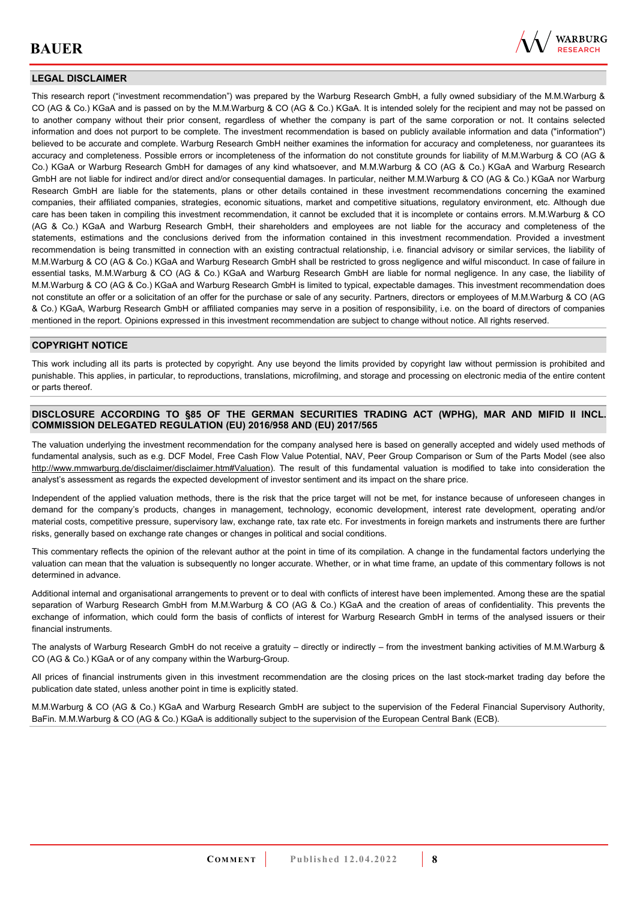## LEGAL DISCLAIMER

This research report ("investment recommendation") was prepared by the Warburg Research GmbH, a fully owned subsidiary of the M.M.Warburg & CO (AG & Co.) KGaA and is passed on by the M.M.Warburg & CO (AG & Co.) KGaA. It is intended solely for the recipient and may not be passed on to another company without their prior consent, regardless of whether the company is part of the same corporation or not. It contains selected information and does not purport to be complete. The investment recommendation is based on publicly available information and data ("information") believed to be accurate and complete. Warburg Research GmbH neither examines the information for accuracy and completeness, nor guarantees its accuracy and completeness. Possible errors or incompleteness of the information do not constitute grounds for liability of M.M.Warburg & CO (AG & Co.) KGaA or Warburg Research GmbH for damages of any kind whatsoever, and M.M.Warburg & CO (AG & Co.) KGaA and Warburg Research GmbH are not liable for indirect and/or direct and/or consequential damages. In particular, neither M.M.Warburg & CO (AG & Co.) KGaA nor Warburg Research GmbH are liable for the statements, plans or other details contained in these investment recommendations concerning the examined companies, their affiliated companies, strategies, economic situations, market and competitive situations, regulatory environment, etc. Although due care has been taken in compiling this investment recommendation, it cannot be excluded that it is incomplete or contains errors. M.M.Warburg & CO (AG & Co.) KGaA and Warburg Research GmbH, their shareholders and employees are not liable for the accuracy and completeness of the statements, estimations and the conclusions derived from the information contained in this investment recommendation. Provided a investment recommendation is being transmitted in connection with an existing contractual relationship, i.e. financial advisory or similar services, the liability of M.M.Warburg & CO (AG & Co.) KGaA and Warburg Research GmbH shall be restricted to gross negligence and wilful misconduct. In case of failure in essential tasks, M.M.Warburg & CO (AG & Co.) KGaA and Warburg Research GmbH are liable for normal negligence. In any case, the liability of M.M.Warburg & CO (AG & Co.) KGaA and Warburg Research GmbH is limited to typical, expectable damages. This investment recommendation does not constitute an offer or a solicitation of an offer for the purchase or sale of any security. Partners, directors or employees of M.M.Warburg & CO (AG & Co.) KGaA, Warburg Research GmbH or affiliated companies may serve in a position of responsibility, i.e. on the board of directors of companies mentioned in the report. Opinions expressed in this investment recommendation are subject to change without notice. All rights reserved.

## COPYRIGHT NOTICE

This work including all its parts is protected by copyright. Any use beyond the limits provided by copyright law without permission is prohibited and punishable. This applies, in particular, to reproductions, translations, microfilming, and storage and processing on electronic media of the entire content or parts thereof.

## DISCLOSURE ACCORDING TO §85 OF THE GERMAN SECURITIES TRADING ACT (WPHG), MAR AND MIFID II INCL. COMMISSION DELEGATED REGULATION (EU) 2016/958 AND (EU) 2017/565

The valuation underlying the investment recommendation for the company analysed here is based on generally accepted and widely used methods of fundamental analysis, such as e.g. DCF Model, Free Cash Flow Value Potential, NAV, Peer Group Comparison or Sum of the Parts Model (see also http://www.mmwarburg.de/disclaimer/disclaimer.htm#Valuation). The result of this fundamental valuation is modified to take into consideration the analyst's assessment as regards the expected development of investor sentiment and its impact on the share price.

Independent of the applied valuation methods, there is the risk that the price target will not be met, for instance because of unforeseen changes in demand for the company's products, changes in management, technology, economic development, interest rate development, operating and/or material costs, competitive pressure, supervisory law, exchange rate, tax rate etc. For investments in foreign markets and instruments there are further risks, generally based on exchange rate changes or changes in political and social conditions.

This commentary reflects the opinion of the relevant author at the point in time of its compilation. A change in the fundamental factors underlying the valuation can mean that the valuation is subsequently no longer accurate. Whether, or in what time frame, an update of this commentary follows is not determined in advance.

Additional internal and organisational arrangements to prevent or to deal with conflicts of interest have been implemented. Among these are the spatial separation of Warburg Research GmbH from M.M.Warburg & CO (AG & Co.) KGaA and the creation of areas of confidentiality. This prevents the exchange of information, which could form the basis of conflicts of interest for Warburg Research GmbH in terms of the analysed issuers or their financial instruments.

The analysts of Warburg Research GmbH do not receive a gratuity – directly or indirectly – from the investment banking activities of M.M.Warburg & CO (AG & Co.) KGaA or of any company within the Warburg-Group.

All prices of financial instruments given in this investment recommendation are the closing prices on the last stock-market trading day before the publication date stated, unless another point in time is explicitly stated.

M.M.Warburg & CO (AG & Co.) KGaA and Warburg Research GmbH are subject to the supervision of the Federal Financial Supervisory Authority, BaFin. M.M.Warburg & CO (AG & Co.) KGaA is additionally subject to the supervision of the European Central Bank (ECB).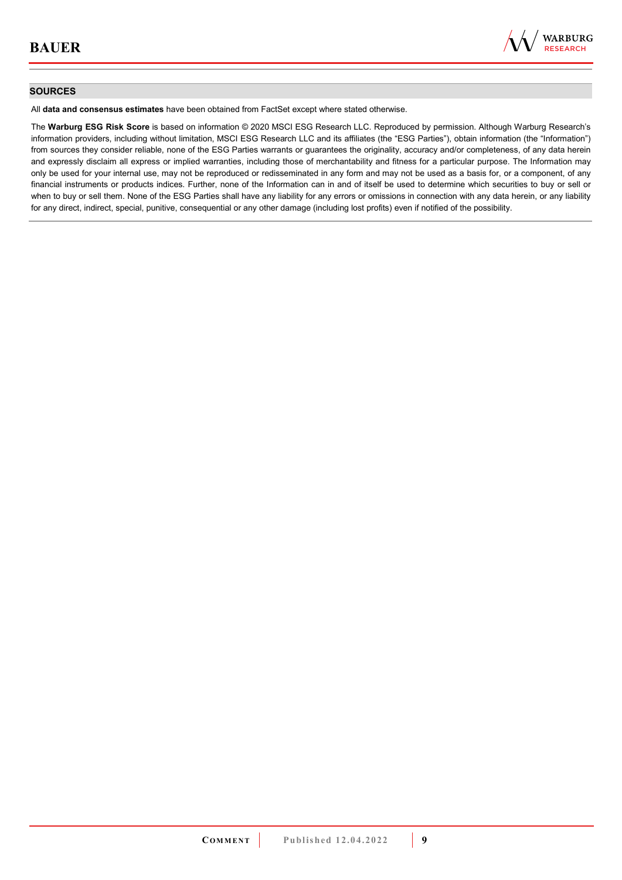## SOURCES

All **data and consensus estimates** have been obtained from FactSet except where stated otherwise.

The **Warburg ESG Risk Score** is based on information © 2020 MSCI ESG Research LLC. Reproduced by permission. Although Warburg Research's information providers, including without limitation, MSCI ESG Research LLC and its affiliates (the "ESG Parties"), obtain information (the "Information") from sources they consider reliable, none of the ESG Parties warrants or guarantees the originality, accuracy and/or completeness, of any data herein and expressly disclaim all express or implied warranties, including those of merchantability and fitness for a particular purpose. The Information may only be used for your internal use, may not be reproduced or redisseminated in any form and may not be used as a basis for, or a component, of any financial instruments or products indices. Further, none of the Information can in and of itself be used to determine which securities to buy or sell or when to buy or sell them. None of the ESG Parties shall have any liability for any errors or omissions in connection with any data herein, or any liability for any direct, indirect, special, punitive, consequential or any other damage (including lost profits) even if notified of the possibility.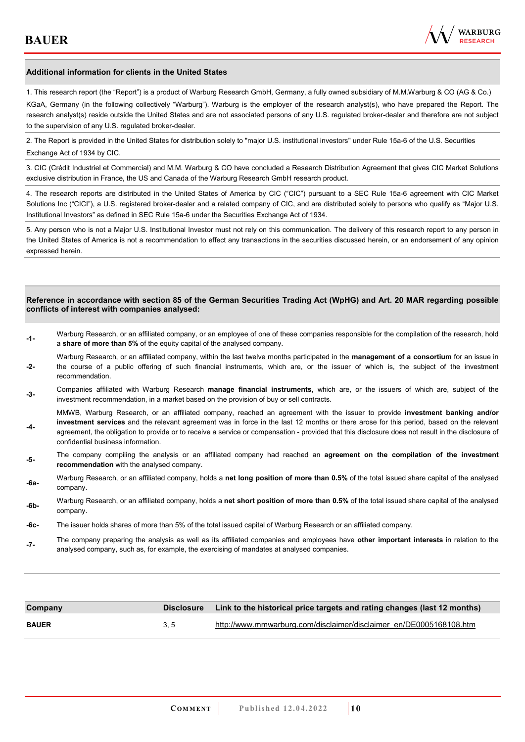## Additional information for clients in the United States

1. This research report (the "Report") is a product of Warburg Research GmbH, Germany, a fully owned subsidiary of M.M.Warburg & CO (AG & Co.) KGaA, Germany (in the following collectively "Warburg"). Warburg is the employer of the research analyst(s), who have prepared the Report. The research analyst(s) reside outside the United States and are not associated persons of any U.S. regulated broker-dealer and therefore are not subject to the supervision of any U.S. regulated broker-dealer.

2. The Report is provided in the United States for distribution solely to "major U.S. institutional investors" under Rule 15a-6 of the U.S. Securities Exchange Act of 1934 by CIC.

3. CIC (Crédit Industriel et Commercial) and M.M. Warburg & CO have concluded a Research Distribution Agreement that gives CIC Market Solutions exclusive distribution in France, the US and Canada of the Warburg Research GmbH research product.

4. The research reports are distributed in the United States of America by CIC ("CIC") pursuant to a SEC Rule 15a-6 agreement with CIC Market Solutions Inc ("CICI"), a U.S. registered broker-dealer and a related company of CIC, and are distributed solely to persons who qualify as "Major U.S. Institutional Investors" as defined in SEC Rule 15a-6 under the Securities Exchange Act of 1934.

5. Any person who is not a Major U.S. Institutional Investor must not rely on this communication. The delivery of this research report to any person in the United States of America is not a recommendation to effect any transactions in the securities discussed herein, or an endorsement of any opinion expressed herein.

## Reference in accordance with section 85 of the German Securities Trading Act (WpHG) and Art. 20 MAR regarding possible conflicts of interest with companies analysed:

-1- Warburg Research, or an affiliated company, or an employee of one of these companies responsible for the compilation of the research, hold a **share of more than 5%** of the equity capital of the analysed company.

-2- Warburg Research, or an affiliated company, within the last twelve months participated in the **management of a consortium** for an issue in the course of a public offering of such financial instruments, which are, or the issuer of which is, the subject of the investment recommendation.

-3- Companies affiliated with Warburg Research **manage financial instruments**, which are, or the issuers of which are, subject of the investment recommendation, in a market based on the provision of buy or sell contracts.

-4- MMWB, Warburg Research, or an affiliated company, reached an agreement with the issuer to provide **investment banking and/or investment services** and the relevant agreement was in force in the last 12 months or there arose for this period, based on the relevant agreement, the obligation to provide or to receive a service or compensation - provided that this disclosure does not result in the disclosure of confidential business information.

-5- The company compiling the analysis or an affiliated company had reached an **agreement on the compilation of the investment recommendation** with the analysed company.

-6a- Warburg Research, or an affiliated company, holds a **net long position of more than 0.5%** of the total issued share capital of the analysed company.

-6b- Warburg Research, or an affiliated company, holds a **net short position of more than 0.5%** of the total issued share capital of the analysed company.

-6c- The issuer holds shares of more than 5% of the total issued capital of Warburg Research or an affiliated company.

-7- The company preparing the analysis as well as its affiliated companies and employees have **other important interests** in relation to the analysed company, such as, for example, the exercising of mandates at analysed companies.

| Company | Disclosure | Link to the historical price targets and rating changes (last 12 months) |
|---|---|---|
| **BAUER** | 3, 5 | http://www.mmwarburg.com/disclaimer/disclaimer_en/DE0005168108.htm |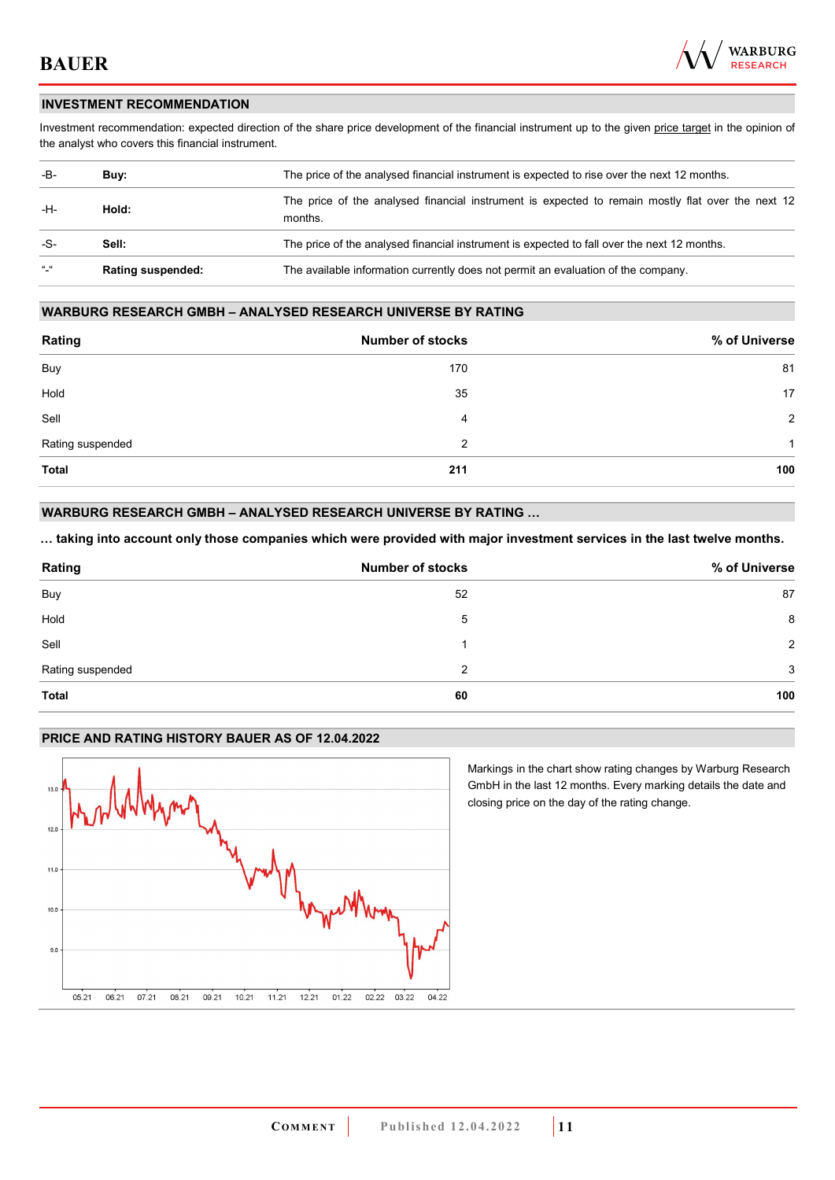## INVESTMENT RECOMMENDATION

Investment recommendation: expected direction of the share price development of the financial instrument up to the given price target in the opinion of the analyst who covers this financial instrument.

| | | |
|---|---|---|
| -B- | **Buy:** | The price of the analysed financial instrument is expected to rise over the next 12 months. |
| -H- | **Hold:** | The price of the analysed financial instrument is expected to remain mostly flat over the next 12 months. |
| -S- | **Sell:** | The price of the analysed financial instrument is expected to fall over the next 12 months. |
| "-" | **Rating suspended:** | The available information currently does not permit an evaluation of the company. |

## WARBURG RESEARCH GMBH – ANALYSED RESEARCH UNIVERSE BY RATING

| Rating | Number of stocks | % of Universe |
|---|---|---|
| Buy | 170 | 81 |
| Hold | 35 | 17 |
| Sell | 4 | 2 |
| Rating suspended | 2 | 1 |
| **Total** | **211** | **100** |

## WARBURG RESEARCH GMBH – ANALYSED RESEARCH UNIVERSE BY RATING …

**… taking into account only those companies which were provided with major investment services in the last twelve months.**

| Rating | Number of stocks | % of Universe |
|---|---|---|
| Buy | 52 | 87 |
| Hold | 5 | 8 |
| Sell | 1 | 2 |
| Rating suspended | 2 | 3 |
| **Total** | **60** | **100** |

## PRICE AND RATING HISTORY BAUER AS OF 12.04.2022

Markings in the chart show rating changes by Warburg Research GmbH in the last 12 months. Every marking details the date and closing price on the day of the rating change.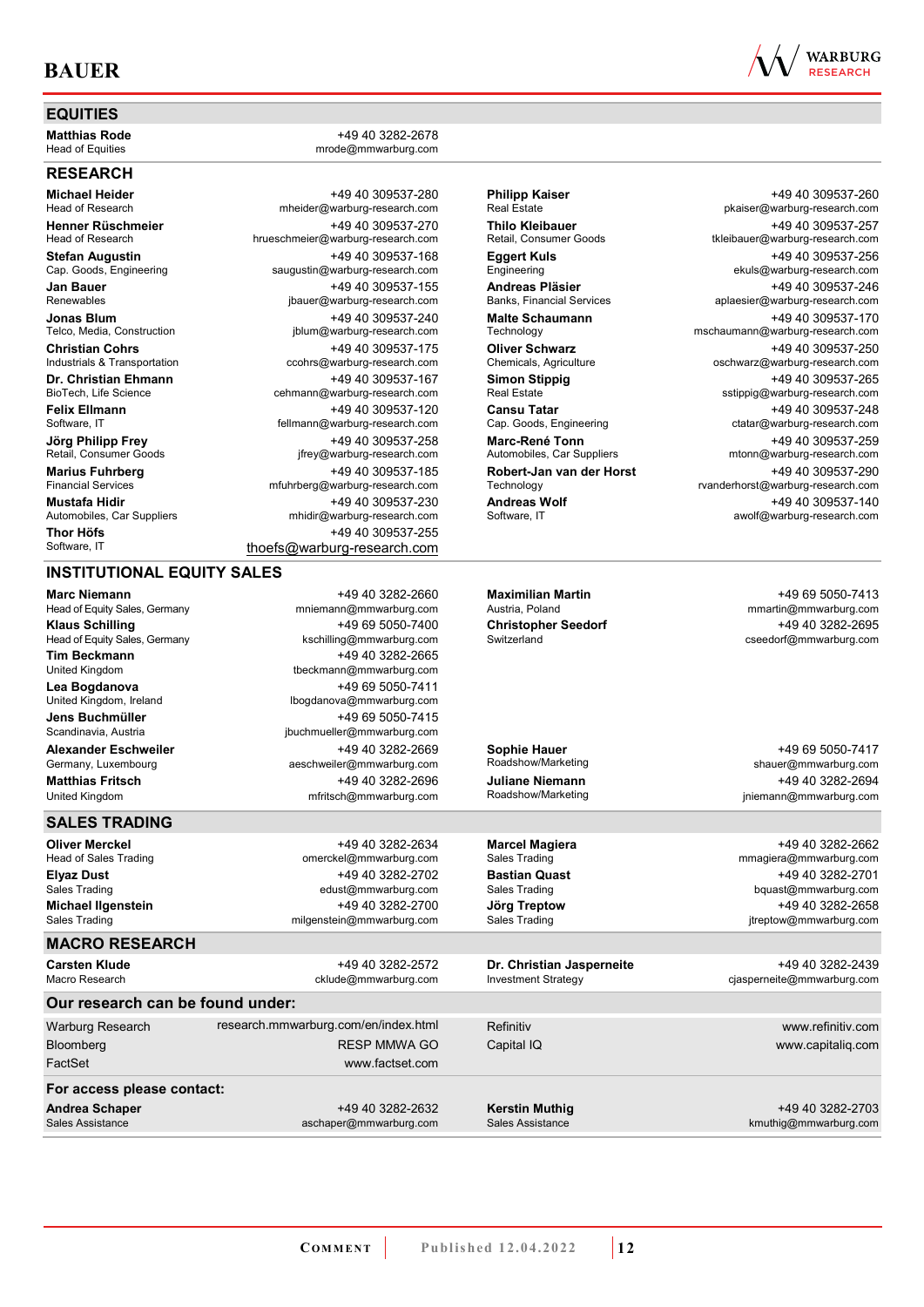## EQUITIES

| | | | |
|---|---|---|---|
| **Matthias Rode**<br>Head of Equities | +49 40 3282-2678<br>mrode@mmwarburg.com | | |

## RESEARCH

| | | | |
|---|---|---|---|
| **Michael Heider**<br>Head of Research | +49 40 309537-280<br>mheider@warburg-research.com | **Philipp Kaiser**<br>Real Estate | +49 40 309537-260<br>pkaiser@warburg-research.com |
| **Henner Rüschmeier**<br>Head of Research | +49 40 309537-270<br>hrueschmeier@warburg-research.com | **Thilo Kleibauer**<br>Retail, Consumer Goods | +49 40 309537-257<br>tkleibauer@warburg-research.com |
| **Stefan Augustin**<br>Cap. Goods, Engineering | +49 40 309537-168<br>saugustin@warburg-research.com | **Eggert Kuls**<br>Engineering | +49 40 309537-256<br>ekuls@warburg-research.com |
| **Jan Bauer**<br>Renewables | +49 40 309537-155<br>jbauer@warburg-research.com | **Andreas Pläsier**<br>Banks, Financial Services | +49 40 309537-246<br>aplaesier@warburg-research.com |
| **Jonas Blum**<br>Telco, Media, Construction | +49 40 309537-240<br>jblum@warburg-research.com | **Malte Schaumann**<br>Technology | +49 40 309537-170<br>mschaumann@warburg-research.com |
| **Christian Cohrs**<br>Industrials & Transportation | +49 40 309537-175<br>ccohrs@warburg-research.com | **Oliver Schwarz**<br>Chemicals, Agriculture | +49 40 309537-250<br>oschwarz@warburg-research.com |
| **Dr. Christian Ehmann**<br>BioTech, Life Science | +49 40 309537-167<br>cehmann@warburg-research.com | **Simon Stippig**<br>Real Estate | +49 40 309537-265<br>sstippig@warburg-research.com |
| **Felix Ellmann**<br>Software, IT | +49 40 309537-120<br>fellmann@warburg-research.com | **Cansu Tatar**<br>Cap. Goods, Engineering | +49 40 309537-248<br>ctatar@warburg-research.com |
| **Jörg Philipp Frey**<br>Retail, Consumer Goods | +49 40 309537-258<br>jfrey@warburg-research.com | **Marc-René Tonn**<br>Automobiles, Car Suppliers | +49 40 309537-259<br>mtonn@warburg-research.com |
| **Marius Fuhrberg**<br>Financial Services | +49 40 309537-185<br>mfuhrberg@warburg-research.com | **Robert-Jan van der Horst**<br>Technology | +49 40 309537-290<br>rvanderhorst@warburg-research.com |
| **Mustafa Hidir**<br>Automobiles, Car Suppliers | +49 40 309537-230<br>mhidir@warburg-research.com | **Andreas Wolf**<br>Software, IT | +49 40 309537-140<br>awolf@warburg-research.com |
| **Thor Höfs**<br>Software, IT | +49 40 309537-255<br>thoefs@warburg-research.com | | |

## INSTITUTIONAL EQUITY SALES

| | | | |
|---|---|---|---|
| **Marc Niemann**<br>Head of Equity Sales, Germany | +49 40 3282-2660<br>mniemann@mmwarburg.com | **Maximilian Martin**<br>Austria, Poland | +49 69 5050-7413<br>mmartin@mmwarburg.com |
| **Klaus Schilling**<br>Head of Equity Sales, Germany | +49 69 5050-7400<br>kschilling@mmwarburg.com | **Christopher Seedorf**<br>Switzerland | +49 40 3282-2695<br>cseedorf@mmwarburg.com |
| **Tim Beckmann**<br>United Kingdom | +49 40 3282-2665<br>tbeckmann@mmwarburg.com | | |
| **Lea Bogdanova**<br>United Kingdom, Ireland | +49 69 5050-7411<br>lbogdanova@mmwarburg.com | | |
| **Jens Buchmüller**<br>Scandinavia, Austria | +49 69 5050-7415<br>jbuchmueller@mmwarburg.com | | |
| **Alexander Eschweiler**<br>Germany, Luxembourg | +49 40 3282-2669<br>aeschweiler@mmwarburg.com | **Sophie Hauer**<br>Roadshow/Marketing | +49 69 5050-7417<br>shauer@mmwarburg.com |
| **Matthias Fritsch**<br>United Kingdom | +49 40 3282-2696<br>mfritsch@mmwarburg.com | **Juliane Niemann**<br>Roadshow/Marketing | +49 40 3282-2694<br>jniemann@mmwarburg.com |

## SALES TRADING

| | | | |
|---|---|---|---|
| **Oliver Merckel**<br>Head of Sales Trading | +49 40 3282-2634<br>omerckel@mmwarburg.com | **Marcel Magiera**<br>Sales Trading | +49 40 3282-2662<br>mmagiera@mmwarburg.com |
| **Elyaz Dust**<br>Sales Trading | +49 40 3282-2702<br>edust@mmwarburg.com | **Bastian Quast**<br>Sales Trading | +49 40 3282-2701<br>bquast@mmwarburg.com |
| **Michael Ilgenstein**<br>Sales Trading | +49 40 3282-2700<br>milgenstein@mmwarburg.com | **Jörg Treptow**<br>Sales Trading | +49 40 3282-2658<br>jtreptow@mmwarburg.com |

## MACRO RESEARCH

| | | | |
|---|---|---|---|
| **Carsten Klude**<br>Macro Research | +49 40 3282-2572<br>cklude@mmwarburg.com | **Dr. Christian Jasperneite**<br>Investment Strategy | +49 40 3282-2439<br>cjasperneite@mmwarburg.com |

## Our research can be found under:

| | | | |
|---|---|---|---|
| Warburg Research | research.mmwarburg.com/en/index.html | Refinitiv | www.refinitiv.com |
| Bloomberg | RESP MMWA GO | Capital IQ | www.capitaliq.com |
| FactSet | www.factset.com | | |

## For access please contact:

| | | | |
|---|---|---|---|
| **Andrea Schaper**<br>Sales Assistance | +49 40 3282-2632<br>aschaper@mmwarburg.com | **Kerstin Muthig**<br>Sales Assistance | +49 40 3282-2703<br>kmuthig@mmwarburg.com |